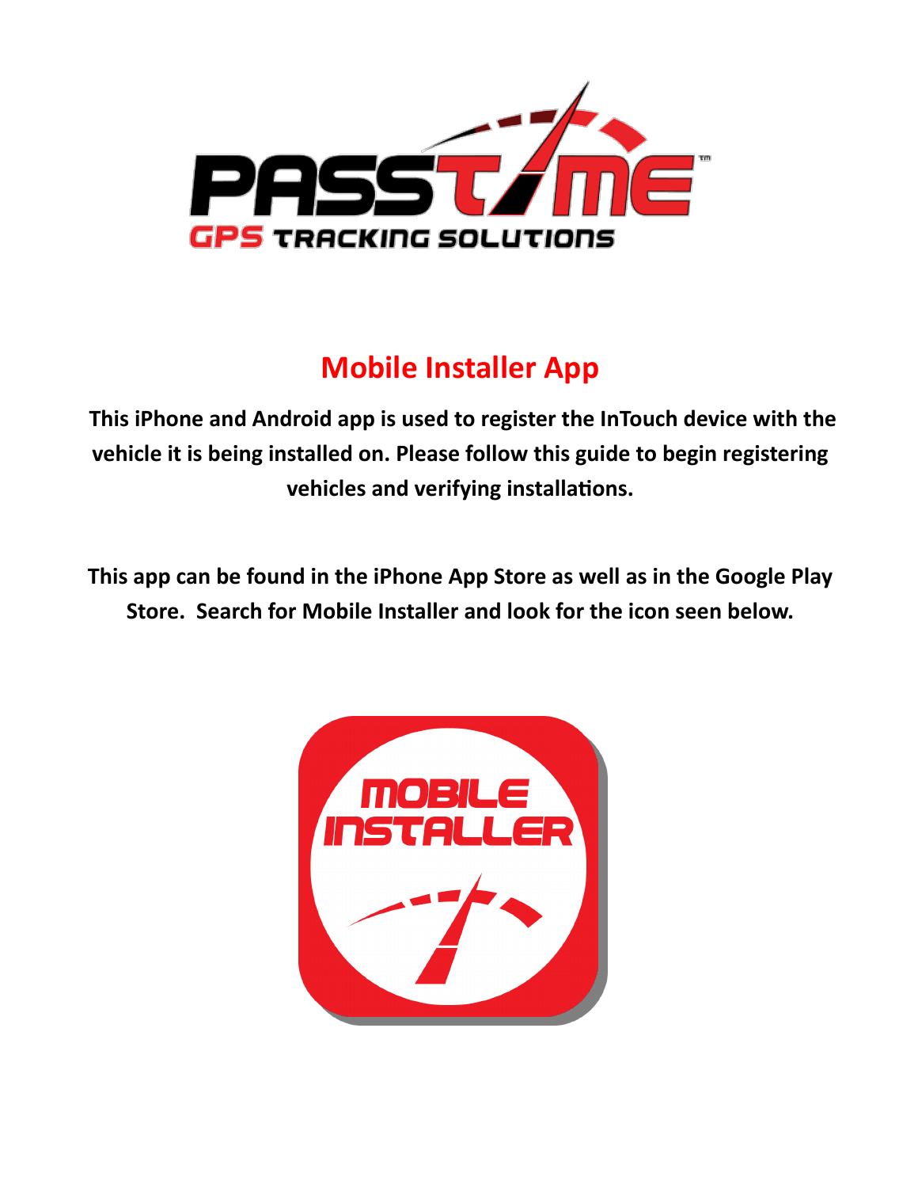# Mobile Installer App

**This iPhone and Android app is used to register the InTouch device with the vehicle it is being installed on. Please follow this guide to begin registering vehicles and verifying installations.**

**This app can be found in the iPhone App Store as well as in the Google Play Store. Search for Mobile Installer and look for the icon seen below.**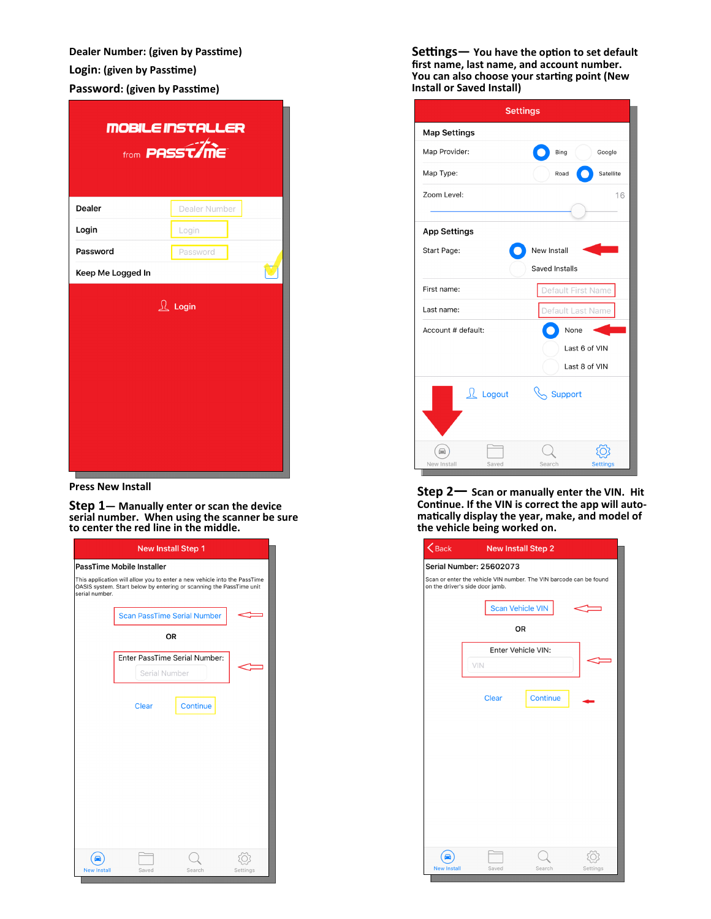**Dealer Number: (given by Passtime)**

**Login: (given by Passtime)**

**Password: (given by Passtime)**

MOBILE INSTALLER

from PASSTIME

Dealer — Dealer Number

Login — Login

Password — Password

Keep Me Logged In

Login

**Press New Install**

**Settings— You have the option to set default first name, last name, and account number. You can also choose your starting point (New Install or Saved Install)**

Settings

Map Settings

Map Provider: Bing / Google

Map Type: Road / Satellite

Zoom Level: 16

App Settings

Start Page: New Install / Saved Installs

First name: Default First Name

Last name: Default Last Name

Account # default: None / Last 6 of VIN / Last 8 of VIN

Logout   Support

New Install   Saved   Search   Settings

**Step 1— Manually enter or scan the device serial number. When using the scanner be sure to center the red line in the middle.**

New Install Step 1

PassTime Mobile Installer

This application will allow you to enter a new vehicle into the PassTime OASIS system. Start below by entering or scanning the PassTime unit serial number.

Scan PassTime Serial Number

OR

Enter PassTime Serial Number:

Serial Number

Clear   Continue

New Install   Saved   Search   Settings

**Step 2— Scan or manually enter the VIN. Hit Continue. If the VIN is correct the app will automatically display the year, make, and model of the vehicle being worked on.**

Back   New Install Step 2

Serial Number: 25602073

Scan or enter the vehicle VIN number. The VIN barcode can be found on the driver's side door jamb.

Scan Vehicle VIN

OR

Enter Vehicle VIN:

VIN

Clear   Continue

New Install   Saved   Search   Settings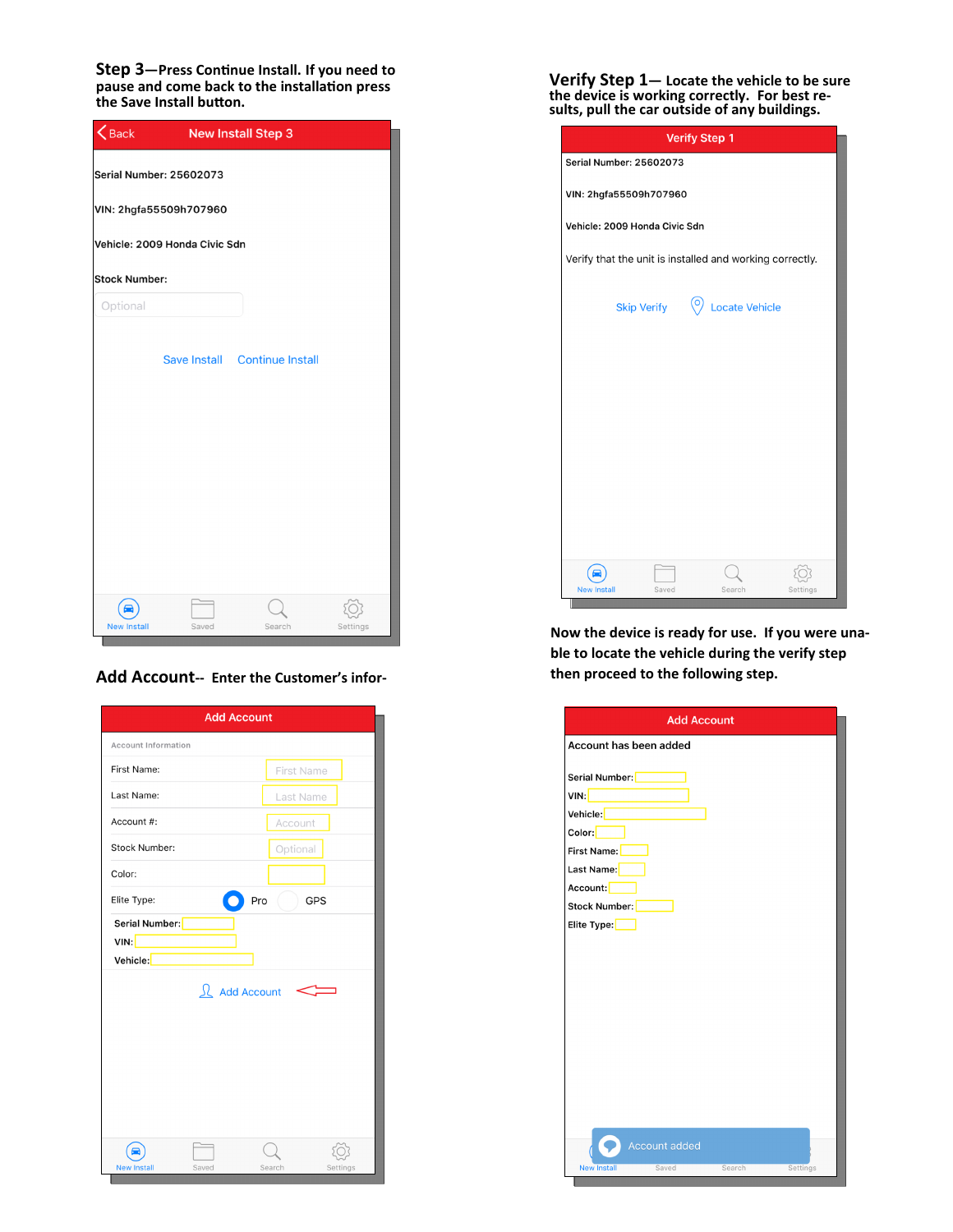## Step 3—Press Continue Install. If you need to pause and come back to the installation press the Save Install button.

Back New Install Step 3

Serial Number: 25602073

VIN: 2hgfa55509h707960

Vehicle: 2009 Honda Civic Sdn

Stock Number:

Optional

Save Install Continue Install

New Install Saved Search Settings

## Verify Step 1— Locate the vehicle to be sure the device is working correctly. For best results, pull the car outside of any buildings.

Verify Step 1

Serial Number: 25602073

VIN: 2hgfa55509h707960

Vehicle: 2009 Honda Civic Sdn

Verify that the unit is installed and working correctly.

Skip Verify Locate Vehicle

New Install Saved Search Settings

**Now the device is ready for use. If you were unable to locate the vehicle during the verify step then proceed to the following step.**

## Add Account-- Enter the Customer's infor-

Add Account

Account Information

First Name: First Name

Last Name: Last Name

Account #: Account

Stock Number: Optional

Color:

Elite Type: Pro GPS

Serial Number:

VIN:

Vehicle:

Add Account

New Install Saved Search Settings

Add Account

Account has been added

Serial Number:

VIN:

Vehicle:

Color:

First Name:

Last Name:

Account:

Stock Number:

Elite Type:

Account added

New Install Saved Search Settings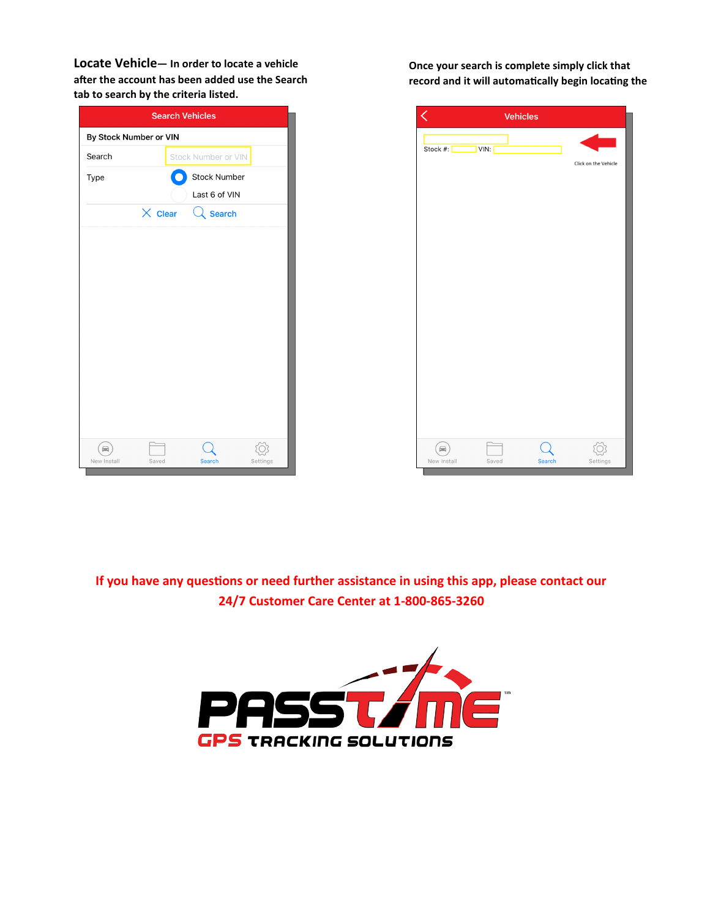**Locate Vehicle— In order to locate a vehicle after the account has been added use the Search tab to search by the criteria listed.**

Search Vehicles

By Stock Number or VIN

Search Stock Number or VIN

Type Stock Number

Last 6 of VIN

Clear Search

New Install Saved Search Settings

**Once your search is complete simply click that record and it will automatically begin locating the**

Vehicles

Stock #: VIN:

Click on the Vehicle

New Install Saved Search Settings

**If you have any questions or need further assistance in using this app, please contact our 24/7 Customer Care Center at 1-800-865-3260**

PASSTIME™

GPS TRACKING SOLUTIONS